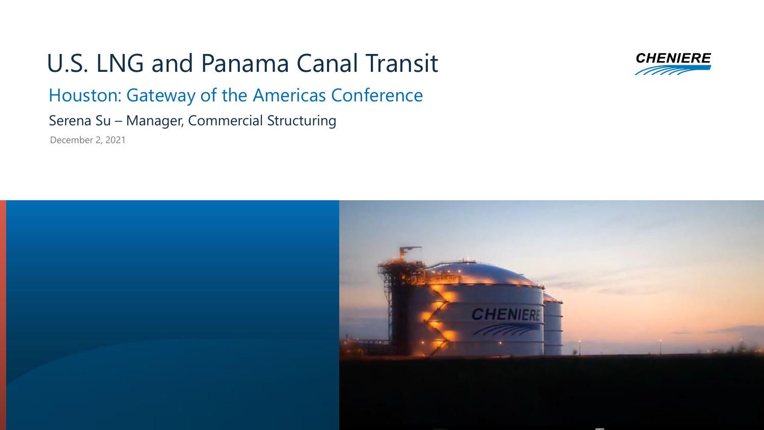# U.S. LNG and Panama Canal Transit

## Houston: Gateway of the Americas Conference

Serena Su – Manager, Commercial Structuring

December 2, 2021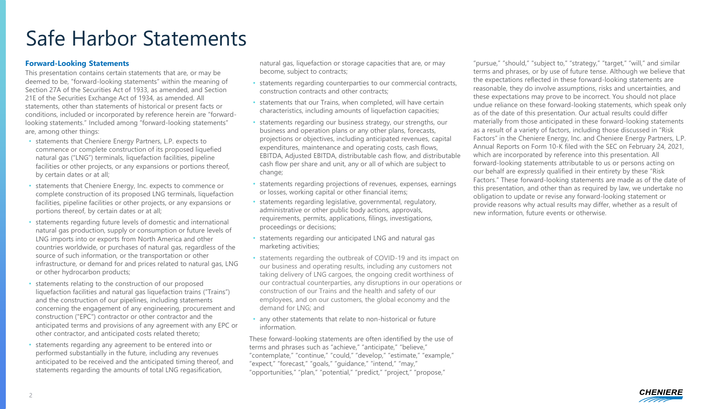# Safe Harbor Statements

**Forward-Looking Statements**

This presentation contains certain statements that are, or may be deemed to be, "forward-looking statements" within the meaning of Section 27A of the Securities Act of 1933, as amended, and Section 21E of the Securities Exchange Act of 1934, as amended. All statements, other than statements of historical or present facts or conditions, included or incorporated by reference herein are "forward-looking statements." Included among "forward-looking statements" are, among other things:

- statements that Cheniere Energy Partners, L.P. expects to commence or complete construction of its proposed liquefied natural gas ("LNG") terminals, liquefaction facilities, pipeline facilities or other projects, or any expansions or portions thereof, by certain dates or at all;
- statements that Cheniere Energy, Inc. expects to commence or complete construction of its proposed LNG terminals, liquefaction facilities, pipeline facilities or other projects, or any expansions or portions thereof, by certain dates or at all;
- statements regarding future levels of domestic and international natural gas production, supply or consumption or future levels of LNG imports into or exports from North America and other countries worldwide, or purchases of natural gas, regardless of the source of such information, or the transportation or other infrastructure, or demand for and prices related to natural gas, LNG or other hydrocarbon products;
- statements relating to the construction of our proposed liquefaction facilities and natural gas liquefaction trains ("Trains") and the construction of our pipelines, including statements concerning the engagement of any engineering, procurement and construction ("EPC") contractor or other contractor and the anticipated terms and provisions of any agreement with any EPC or other contractor, and anticipated costs related thereto;
- statements regarding any agreement to be entered into or performed substantially in the future, including any revenues anticipated to be received and the anticipated timing thereof, and statements regarding the amounts of total LNG regasification, natural gas, liquefaction or storage capacities that are, or may become, subject to contracts;
- statements regarding counterparties to our commercial contracts, construction contracts and other contracts;
- statements that our Trains, when completed, will have certain characteristics, including amounts of liquefaction capacities;
- statements regarding our business strategy, our strengths, our business and operation plans or any other plans, forecasts, projections or objectives, including anticipated revenues, capital expenditures, maintenance and operating costs, cash flows, EBITDA, Adjusted EBITDA, distributable cash flow, and distributable cash flow per share and unit, any or all of which are subject to change;
- statements regarding projections of revenues, expenses, earnings or losses, working capital or other financial items;
- statements regarding legislative, governmental, regulatory, administrative or other public body actions, approvals, requirements, permits, applications, filings, investigations, proceedings or decisions;
- statements regarding our anticipated LNG and natural gas marketing activities;
- statements regarding the outbreak of COVID-19 and its impact on our business and operating results, including any customers not taking delivery of LNG cargoes, the ongoing credit worthiness of our contractual counterparties, any disruptions in our operations or construction of our Trains and the health and safety of our employees, and on our customers, the global economy and the demand for LNG; and
- any other statements that relate to non-historical or future information.

These forward-looking statements are often identified by the use of terms and phrases such as "achieve," "anticipate," "believe," "contemplate," "continue," "could," "develop," "estimate," "example," "expect," "forecast," "goals," "guidance," "intend," "may," "opportunities," "plan," "potential," "predict," "project," "propose," "pursue," "should," "subject to," "strategy," "target," "will," and similar terms and phrases, or by use of future tense. Although we believe that the expectations reflected in these forward-looking statements are reasonable, they do involve assumptions, risks and uncertainties, and these expectations may prove to be incorrect. You should not place undue reliance on these forward-looking statements, which speak only as of the date of this presentation. Our actual results could differ materially from those anticipated in these forward-looking statements as a result of a variety of factors, including those discussed in "Risk Factors" in the Cheniere Energy, Inc. and Cheniere Energy Partners, L.P. Annual Reports on Form 10-K filed with the SEC on February 24, 2021, which are incorporated by reference into this presentation. All forward-looking statements attributable to us or persons acting on our behalf are expressly qualified in their entirety by these "Risk Factors." These forward-looking statements are made as of the date of this presentation, and other than as required by law, we undertake no obligation to update or revise any forward-looking statement or provide reasons why actual results may differ, whether as a result of new information, future events or otherwise.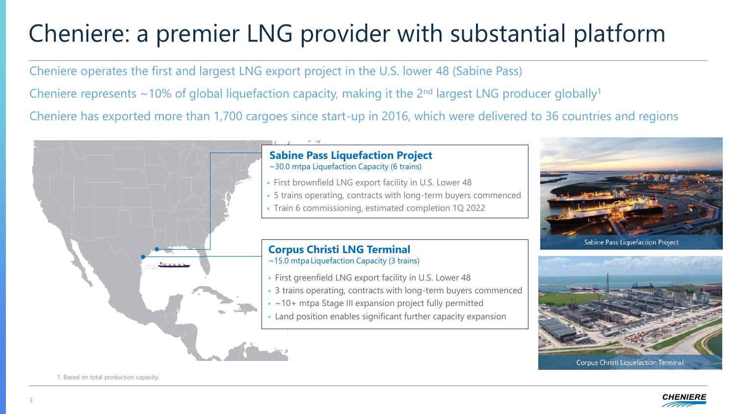# Cheniere: a premier LNG provider with substantial platform

Cheniere operates the first and largest LNG export project in the U.S. lower 48 (Sabine Pass)

Cheniere represents ~10% of global liquefaction capacity, making it the 2nd largest LNG producer globally[1]

Cheniere has exported more than 1,700 cargoes since start-up in 2016, which were delivered to 36 countries and regions

## Sabine Pass Liquefaction Project

~30.0 mtpa Liquefaction Capacity (6 trains)

- First brownfield LNG export facility in U.S. Lower 48
- 5 trains operating, contracts with long-term buyers commenced
- Train 6 commissioning, estimated completion 1Q 2022

## Corpus Christi LNG Terminal

~15.0 mtpa Liquefaction Capacity (3 trains)

- First greenfield LNG export facility in U.S. Lower 48
- 3 trains operating, contracts with long-term buyers commenced
- ~10+ mtpa Stage III expansion project fully permitted
- Land position enables significant further capacity expansion

Sabine Pass Liquefaction Project

Corpus Christi Liquefaction Terminal

1. Based on total production capacity.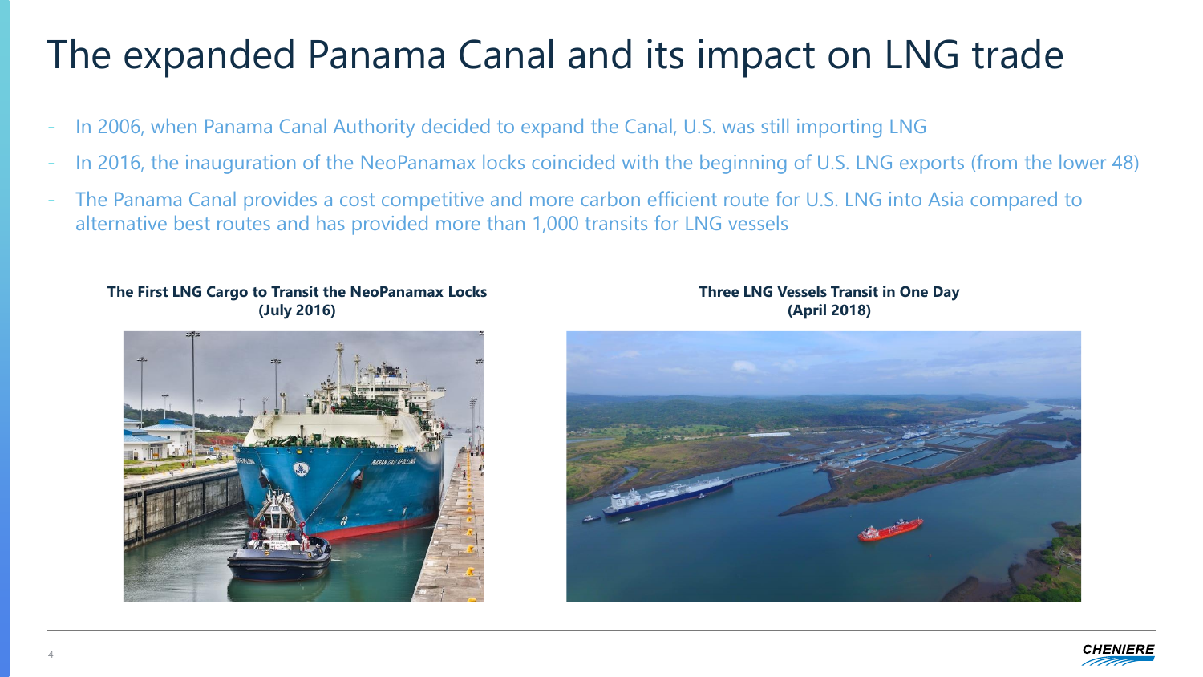# The expanded Panama Canal and its impact on LNG trade

- In 2006, when Panama Canal Authority decided to expand the Canal, U.S. was still importing LNG
- In 2016, the inauguration of the NeoPanamax locks coincided with the beginning of U.S. LNG exports (from the lower 48)
- The Panama Canal provides a cost competitive and more carbon efficient route for U.S. LNG into Asia compared to alternative best routes and has provided more than 1,000 transits for LNG vessels

**The First LNG Cargo to Transit the NeoPanamax Locks (July 2016)**

**Three LNG Vessels Transit in One Day (April 2018)**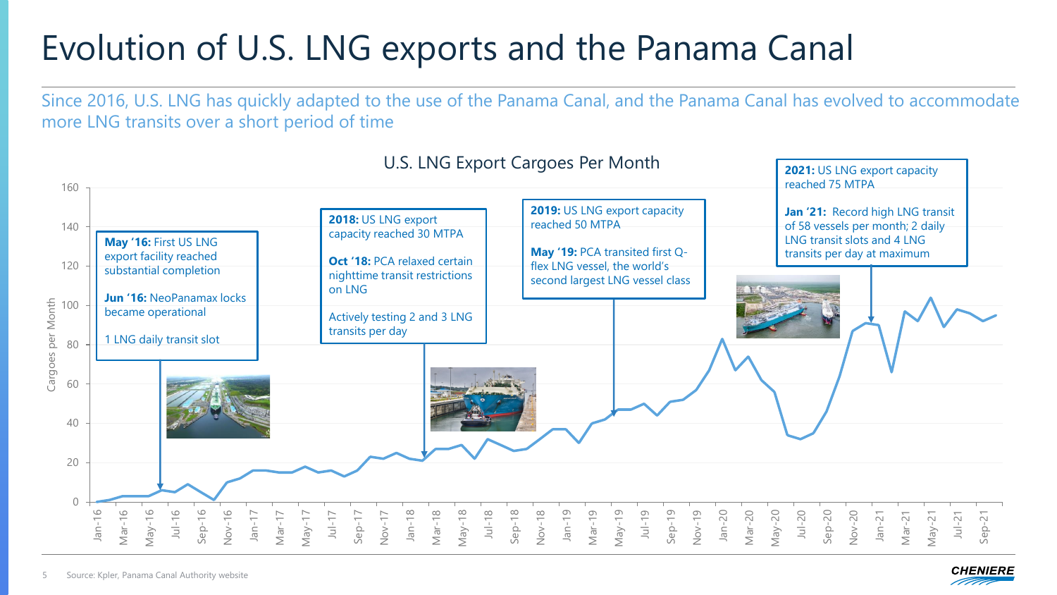# Evolution of U.S. LNG exports and the Panama Canal

Since 2016, U.S. LNG has quickly adapted to the use of the Panama Canal, and the Panama Canal has evolved to accommodate more LNG transits over a short period of time

## U.S. LNG Export Cargoes Per Month

**May '16:** First US LNG export facility reached substantial completion

**Jun '16:** NeoPanamax locks became operational

1 LNG daily transit slot

**2018:** US LNG export capacity reached 30 MTPA

**Oct '18:** PCA relaxed certain nighttime transit restrictions on LNG

Actively testing 2 and 3 LNG transits per day

**2019:** US LNG export capacity reached 50 MTPA

**May '19:** PCA transited first Q-flex LNG vessel, the world's second largest LNG vessel class

**2021:** US LNG export capacity reached 75 MTPA

**Jan '21:** Record high LNG transit of 58 vessels per month; 2 daily LNG transit slots and 4 LNG transits per day at maximum

Source: Kpler, Panama Canal Authority website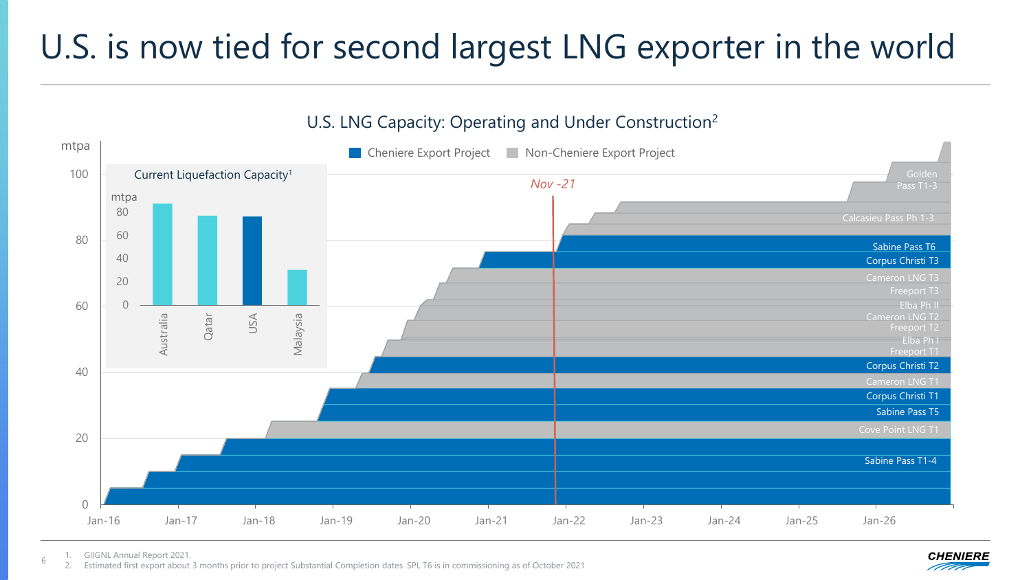# U.S. is now tied for second largest LNG exporter in the world

## U.S. LNG Capacity: Operating and Under Construction[2]

Legend: Cheniere Export Project | Non-Cheniere Export Project

mtpa: 0, 20, 40, 60, 80, 100

Jan-16, Jan-17, Jan-18, Jan-19, Jan-20, Jan-21, Jan-22, Jan-23, Jan-24, Jan-25, Jan-26

Nov -21

Golden Pass T1-3
Calcasieu Pass Ph 1-3
Sabine Pass T6
Corpus Christi T3
Cameron LNG T3
Freeport T3
Elba Ph II
Cameron LNG T2
Freeport T2
Elba Ph I
Freeport T1
Corpus Christi T2
Cameron LNG T1
Corpus Christi T1
Sabine Pass T5
Cove Point LNG T1
Sabine Pass T1-4

### Current Liquefaction Capacity[1]

mtpa: 0, 20, 40, 60, 80

Australia, Qatar, USA, Malaysia

1. GIIGNL Annual Report 2021.
2. Estimated first export about 3 months prior to project Substantial Completion dates. SPL T6 is in commissioning as of October 2021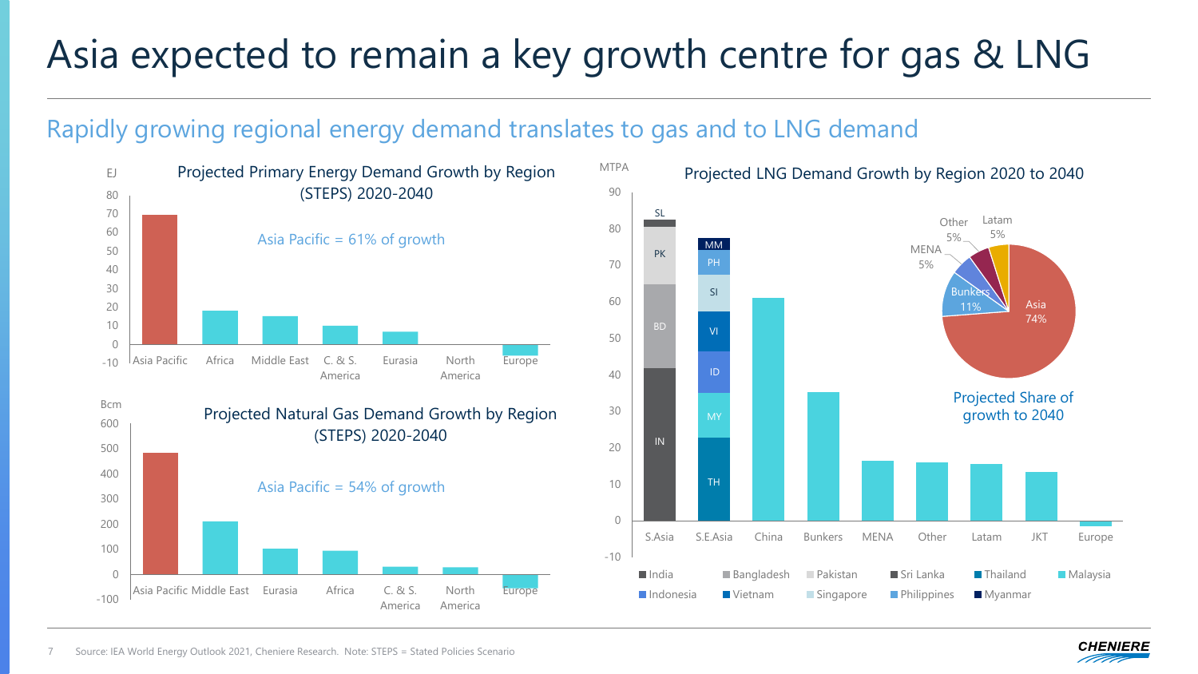# Asia expected to remain a key growth centre for gas & LNG

## Rapidly growing regional energy demand translates to gas and to LNG demand

### Projected Primary Energy Demand Growth by Region (STEPS) 2020-2040

EJ

Asia Pacific = 61% of growth

Asia Pacific, Africa, Middle East, C. & S. America, Eurasia, North America, Europe

### Projected Natural Gas Demand Growth by Region (STEPS) 2020-2040

Bcm

Asia Pacific = 54% of growth

Asia Pacific, Middle East, Eurasia, Africa, C. & S. America, North America, Europe

### Projected LNG Demand Growth by Region 2020 to 2040

MTPA

S.Asia (IN, BD, PK, SL), S.E.Asia (TH, MY, ID, VI, SI, PH, MM), China, Bunkers, MENA, Other, Latam, JKT, Europe

India, Bangladesh, Pakistan, Sri Lanka, Thailand, Malaysia, Indonesia, Vietnam, Singapore, Philippines, Myanmar

**Projected Share of growth to 2040**

| Region | Share |
|---|---|
| Asia | 74% |
| Bunkers | 11% |
| MENA | 5% |
| Other | 5% |
| Latam | 5% |

Source: IEA World Energy Outlook 2021, Cheniere Research. Note: STEPS = Stated Policies Scenario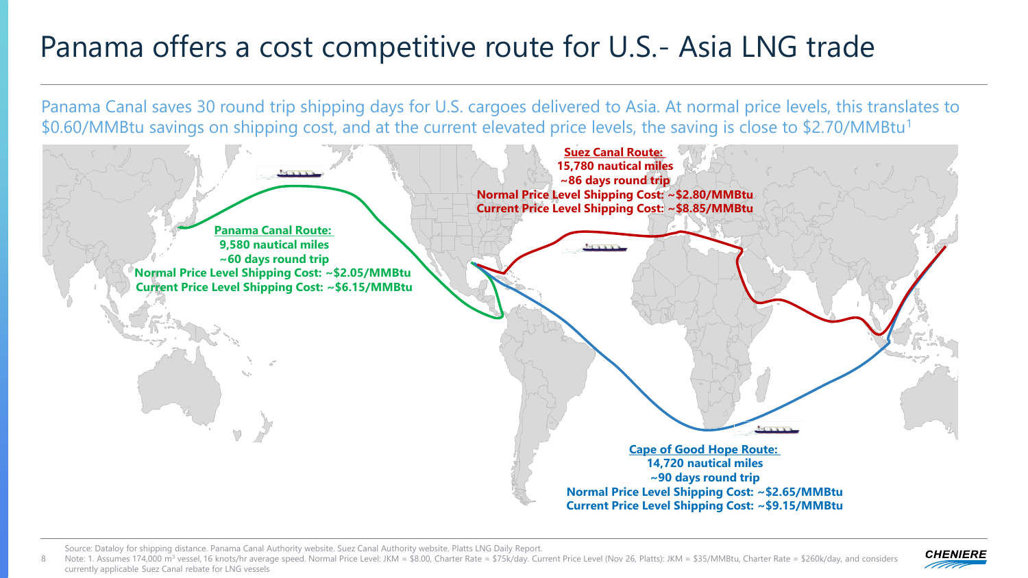# Panama offers a cost competitive route for U.S.- Asia LNG trade

Panama Canal saves 30 round trip shipping days for U.S. cargoes delivered to Asia. At normal price levels, this translates to \$0.60/MMBtu savings on shipping cost, and at the current elevated price levels, the saving is close to \$2.70/MMBtu[1]

**Panama Canal Route:**
**9,580 nautical miles**
**~60 days round trip**
**Normal Price Level Shipping Cost: ~\$2.05/MMBtu**
**Current Price Level Shipping Cost: ~\$6.15/MMBtu**

**Suez Canal Route:**
**15,780 nautical miles**
**~86 days round trip**
**Normal Price Level Shipping Cost: ~\$2.80/MMBtu**
**Current Price Level Shipping Cost: ~\$8.85/MMBtu**

**Cape of Good Hope Route:**
**14,720 nautical miles**
**~90 days round trip**
**Normal Price Level Shipping Cost: ~\$2.65/MMBtu**
**Current Price Level Shipping Cost: ~\$9.15/MMBtu**

Source: Dataloy for shipping distance. Panama Canal Authority website. Suez Canal Authority website. Platts LNG Daily Report.

Note: 1. Assumes 174,000 $m^3$ vessel, 16 knots/hr average speed. Normal Price Level: JKM = \$8.00, Charter Rate = \$75k/day. Current Price Level (Nov 26, Platts): JKM = \$35/MMBtu, Charter Rate = \$260k/day, and considers currently applicable Suez Canal rebate for LNG vessels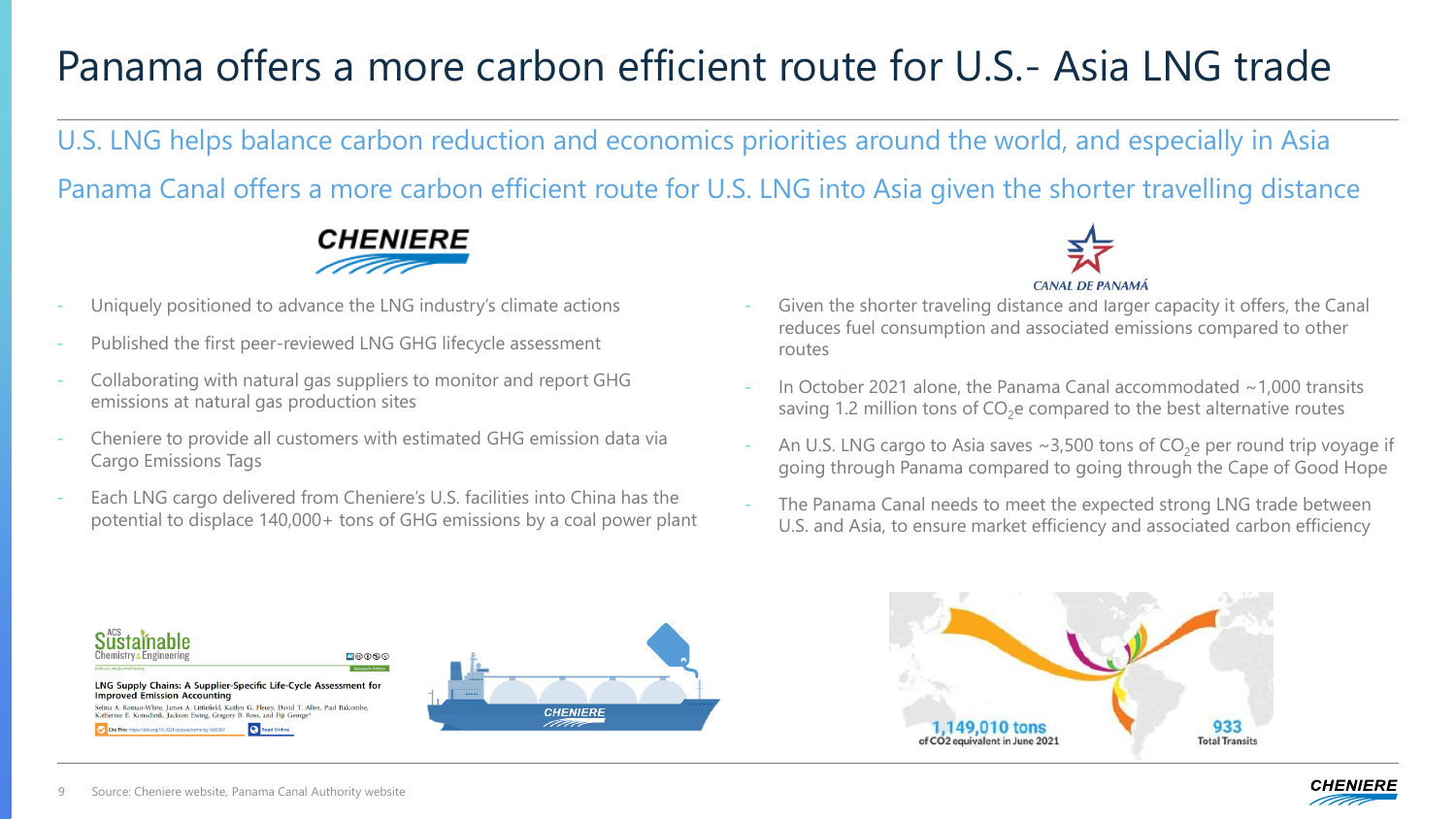# Panama offers a more carbon efficient route for U.S.- Asia LNG trade

## U.S. LNG helps balance carbon reduction and economics priorities around the world, and especially in Asia

## Panama Canal offers a more carbon efficient route for U.S. LNG into Asia given the shorter travelling distance

**CHENIERE**

- Uniquely positioned to advance the LNG industry's climate actions
- Published the first peer-reviewed LNG GHG lifecycle assessment
- Collaborating with natural gas suppliers to monitor and report GHG emissions at natural gas production sites
- Cheniere to provide all customers with estimated GHG emission data via Cargo Emissions Tags
- Each LNG cargo delivered from Cheniere's U.S. facilities into China has the potential to displace 140,000+ tons of GHG emissions by a coal power plant

**CANAL DE PANAMÁ**

- Given the shorter traveling distance and larger capacity it offers, the Canal reduces fuel consumption and associated emissions compared to other routes
- In October 2021 alone, the Panama Canal accommodated ~1,000 transits saving 1.2 million tons of $CO_2e$ compared to the best alternative routes
- An U.S. LNG cargo to Asia saves ~3,500 tons of $CO_2e$ per round trip voyage if going through Panama compared to going through the Cape of Good Hope
- The Panama Canal needs to meet the expected strong LNG trade between U.S. and Asia, to ensure market efficiency and associated carbon efficiency

ACS Sustainable Chemistry & Engineering

LNG Supply Chains: A Supplier-Specific Life-Cycle Assessment for Improved Emission Accounting

Selina A. Roman-White, James A. Littlefield, Kaitlyn G. Fleury, David T. Allen, Paul Balcombe, Katherine E. Konschnik, Jackson Ewing, Gregory B. Ross, and Fiji George

1,149,010 tons of CO2 equivalent in June 2021

933 Total Transits

Source: Cheniere website, Panama Canal Authority website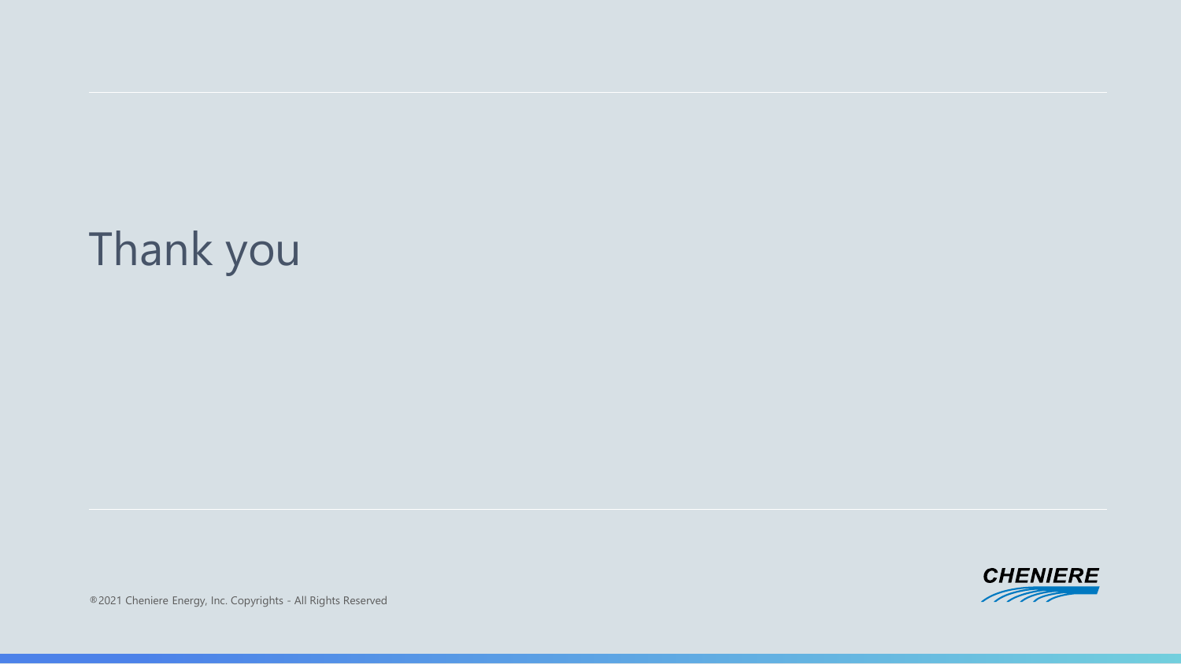# Thank you

®2021 Cheniere Energy, Inc. Copyrights - All Rights Reserved

CHENIERE